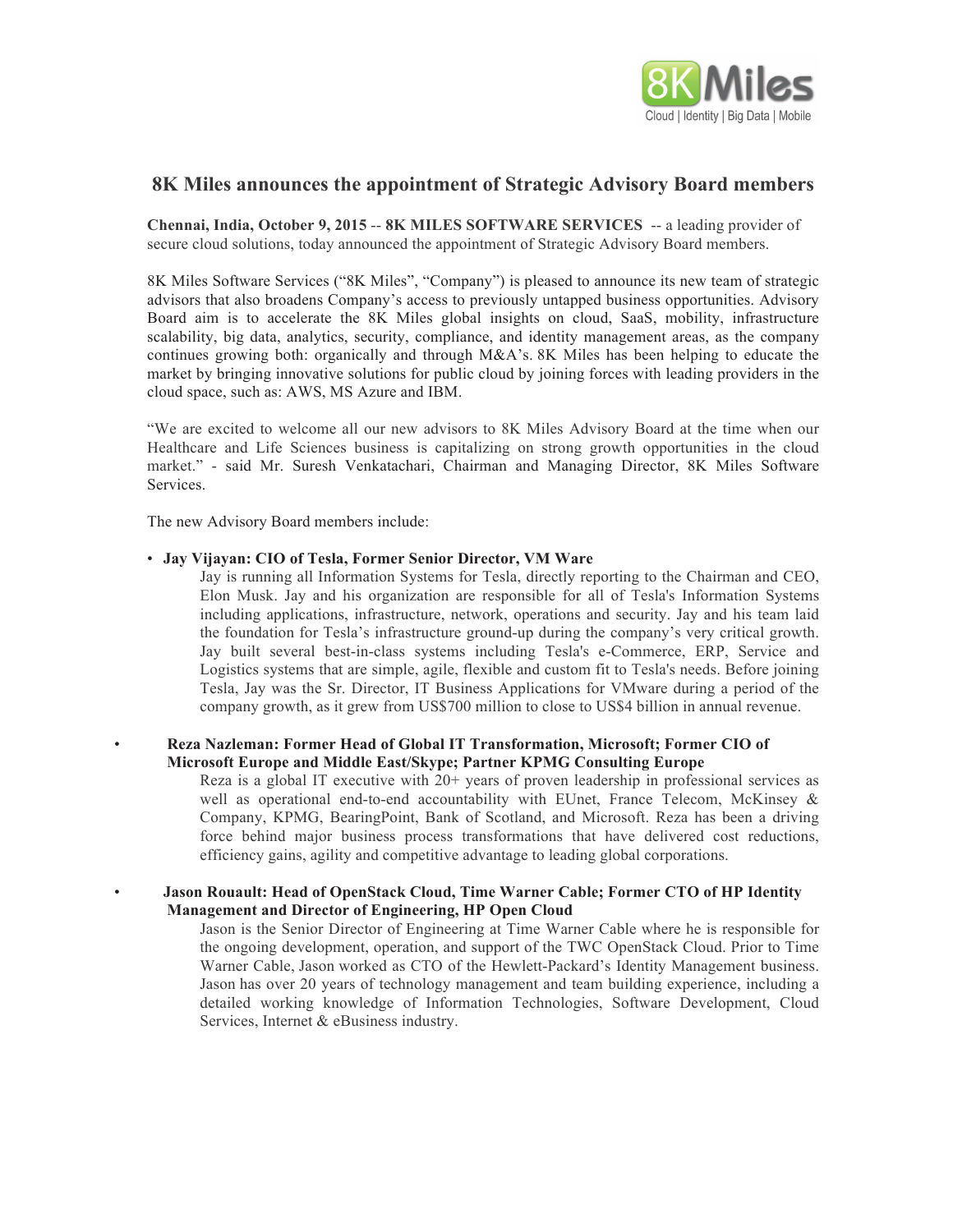# 8K Miles announces the appointment of Strategic Advisory Board members

**Chennai, India, October 9, 2015** -- **8K MILES SOFTWARE SERVICES** -- a leading provider of secure cloud solutions, today announced the appointment of Strategic Advisory Board members.

8K Miles Software Services ("8K Miles", "Company") is pleased to announce its new team of strategic advisors that also broadens Company's access to previously untapped business opportunities. Advisory Board aim is to accelerate the 8K Miles global insights on cloud, SaaS, mobility, infrastructure scalability, big data, analytics, security, compliance, and identity management areas, as the company continues growing both: organically and through M&A's. 8K Miles has been helping to educate the market by bringing innovative solutions for public cloud by joining forces with leading providers in the cloud space, such as: AWS, MS Azure and IBM.

"We are excited to welcome all our new advisors to 8K Miles Advisory Board at the time when our Healthcare and Life Sciences business is capitalizing on strong growth opportunities in the cloud market." - said Mr. Suresh Venkatachari, Chairman and Managing Director, 8K Miles Software Services.

The new Advisory Board members include:

- **Jay Vijayan: CIO of Tesla, Former Senior Director, VM Ware**

  Jay is running all Information Systems for Tesla, directly reporting to the Chairman and CEO, Elon Musk. Jay and his organization are responsible for all of Tesla's Information Systems including applications, infrastructure, network, operations and security. Jay and his team laid the foundation for Tesla's infrastructure ground-up during the company's very critical growth. Jay built several best-in-class systems including Tesla's e-Commerce, ERP, Service and Logistics systems that are simple, agile, flexible and custom fit to Tesla's needs. Before joining Tesla, Jay was the Sr. Director, IT Business Applications for VMware during a period of the company growth, as it grew from US$700 million to close to US$4 billion in annual revenue.

- **Reza Nazleman: Former Head of Global IT Transformation, Microsoft; Former CIO of Microsoft Europe and Middle East/Skype; Partner KPMG Consulting Europe**

  Reza is a global IT executive with 20+ years of proven leadership in professional services as well as operational end-to-end accountability with EUnet, France Telecom, McKinsey & Company, KPMG, BearingPoint, Bank of Scotland, and Microsoft. Reza has been a driving force behind major business process transformations that have delivered cost reductions, efficiency gains, agility and competitive advantage to leading global corporations.

- **Jason Rouault: Head of OpenStack Cloud, Time Warner Cable; Former CTO of HP Identity Management and Director of Engineering, HP Open Cloud**

  Jason is the Senior Director of Engineering at Time Warner Cable where he is responsible for the ongoing development, operation, and support of the TWC OpenStack Cloud. Prior to Time Warner Cable, Jason worked as CTO of the Hewlett-Packard's Identity Management business. Jason has over 20 years of technology management and team building experience, including a detailed working knowledge of Information Technologies, Software Development, Cloud Services, Internet & eBusiness industry.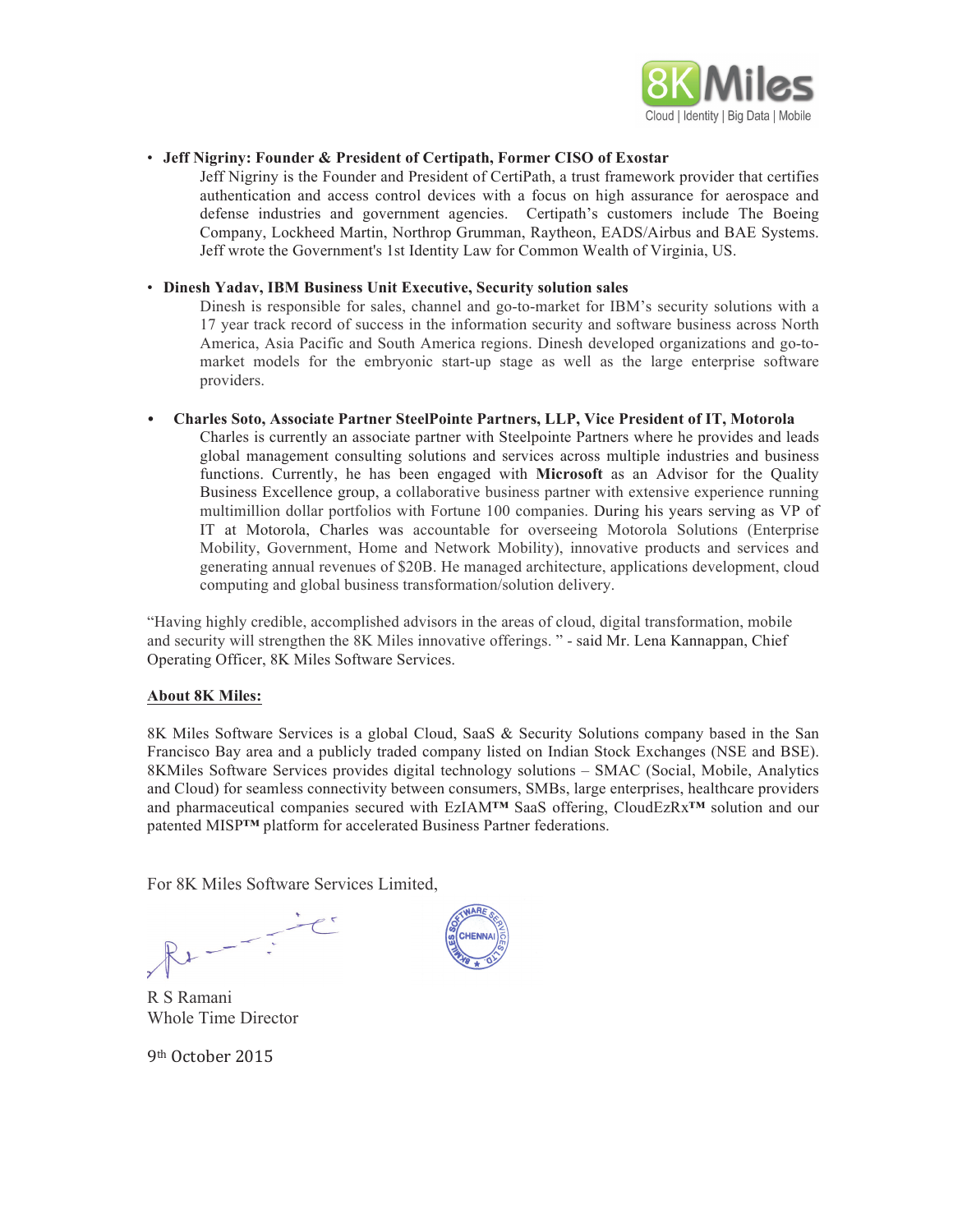- **Jeff Nigriny: Founder & President of Certipath, Former CISO of Exostar**
  Jeff Nigriny is the Founder and President of CertiPath, a trust framework provider that certifies authentication and access control devices with a focus on high assurance for aerospace and defense industries and government agencies. Certipath's customers include The Boeing Company, Lockheed Martin, Northrop Grumman, Raytheon, EADS/Airbus and BAE Systems. Jeff wrote the Government's 1st Identity Law for Common Wealth of Virginia, US.

- **Dinesh Yadav, IBM Business Unit Executive, Security solution sales**
  Dinesh is responsible for sales, channel and go-to-market for IBM's security solutions with a 17 year track record of success in the information security and software business across North America, Asia Pacific and South America regions. Dinesh developed organizations and go-to-market models for the embryonic start-up stage as well as the large enterprise software providers.

- **Charles Soto, Associate Partner SteelPointe Partners, LLP, Vice President of IT, Motorola**
  Charles is currently an associate partner with Steelpointe Partners where he provides and leads global management consulting solutions and services across multiple industries and business functions. Currently, he has been engaged with **Microsoft** as an Advisor for the Quality Business Excellence group, a collaborative business partner with extensive experience running multimillion dollar portfolios with Fortune 100 companies. During his years serving as VP of IT at Motorola, Charles was accountable for overseeing Motorola Solutions (Enterprise Mobility, Government, Home and Network Mobility), innovative products and services and generating annual revenues of $20B. He managed architecture, applications development, cloud computing and global business transformation/solution delivery.

"Having highly credible, accomplished advisors in the areas of cloud, digital transformation, mobile and security will strengthen the 8K Miles innovative offerings. " - said Mr. Lena Kannappan, Chief Operating Officer, 8K Miles Software Services.

**<u>About 8K Miles:</u>**

8K Miles Software Services is a global Cloud, SaaS & Security Solutions company based in the San Francisco Bay area and a publicly traded company listed on Indian Stock Exchanges (NSE and BSE). 8KMiles Software Services provides digital technology solutions – SMAC (Social, Mobile, Analytics and Cloud) for seamless connectivity between consumers, SMBs, large enterprises, healthcare providers and pharmaceutical companies secured with EzIAM™ SaaS offering, CloudEzRx™ solution and our patented MISP™ platform for accelerated Business Partner federations.

For 8K Miles Software Services Limited,

R S Ramani
Whole Time Director

9th October 2015